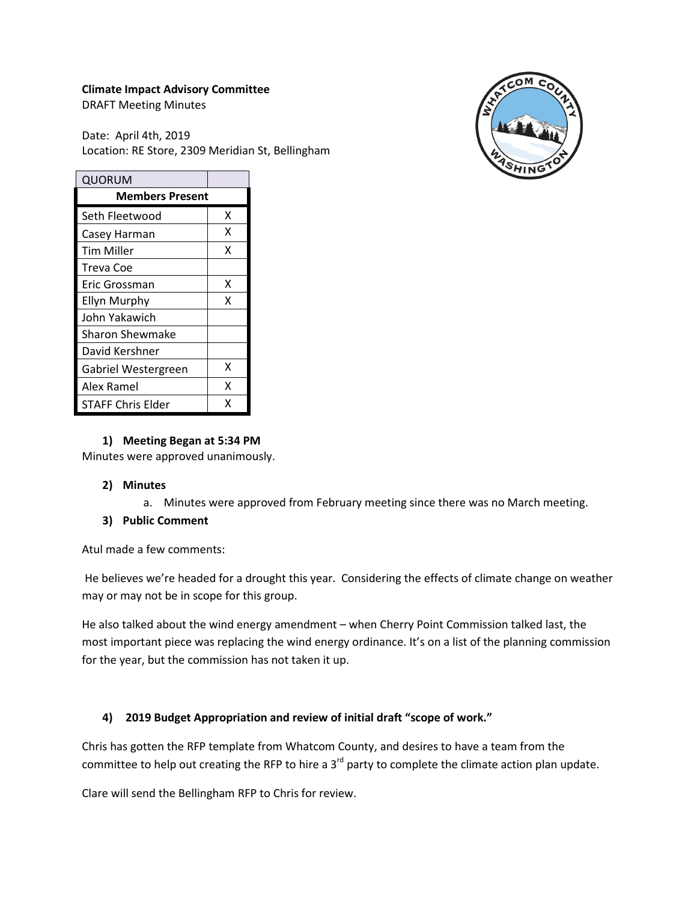**Climate Impact Advisory Committee**
DRAFT Meeting Minutes

Date: April 4th, 2019
Location: RE Store, 2309 Meridian St, Bellingham

| QUORUM | |
|---|---|
| **Members Present** | |
| Seth Fleetwood | X |
| Casey Harman | X |
| Tim Miller | X |
| Treva Coe | |
| Eric Grossman | X |
| Ellyn Murphy | X |
| John Yakawich | |
| Sharon Shewmake | |
| David Kershner | |
| Gabriel Westergreen | X |
| Alex Ramel | X |
| STAFF Chris Elder | X |

1) **Meeting Began at 5:34 PM**

Minutes were approved unanimously.

2) **Minutes**
   a. Minutes were approved from February meeting since there was no March meeting.

3) **Public Comment**

Atul made a few comments:

He believes we're headed for a drought this year. Considering the effects of climate change on weather may or may not be in scope for this group.

He also talked about the wind energy amendment – when Cherry Point Commission talked last, the most important piece was replacing the wind energy ordinance. It's on a list of the planning commission for the year, but the commission has not taken it up.

4) **2019 Budget Appropriation and review of initial draft "scope of work."**

Chris has gotten the RFP template from Whatcom County, and desires to have a team from the committee to help out creating the RFP to hire a 3rd party to complete the climate action plan update.

Clare will send the Bellingham RFP to Chris for review.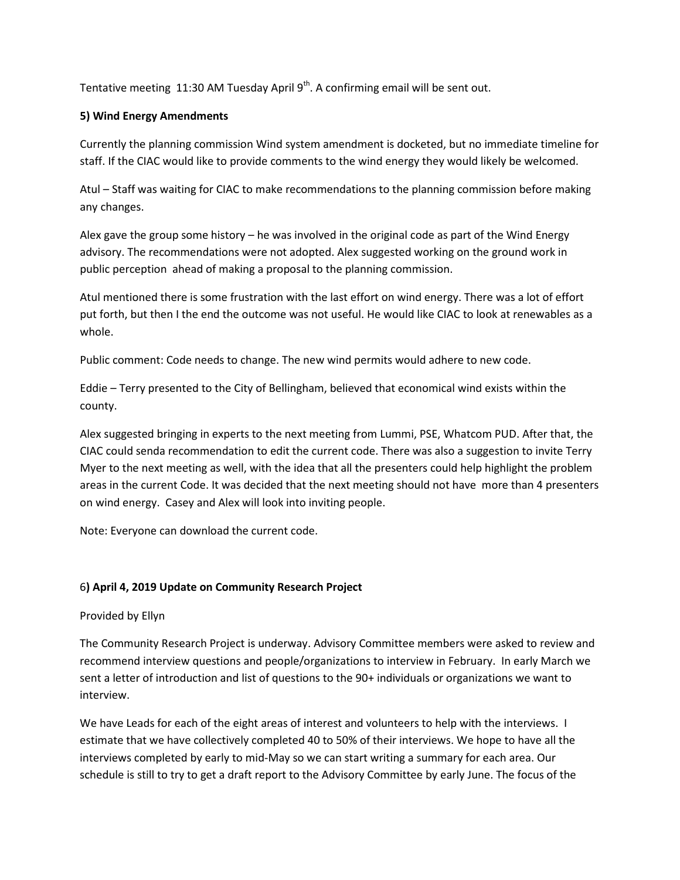Tentative meeting 11:30 AM Tuesday April 9th. A confirming email will be sent out.

**5) Wind Energy Amendments**

Currently the planning commission Wind system amendment is docketed, but no immediate timeline for staff. If the CIAC would like to provide comments to the wind energy they would likely be welcomed.

Atul – Staff was waiting for CIAC to make recommendations to the planning commission before making any changes.

Alex gave the group some history – he was involved in the original code as part of the Wind Energy advisory. The recommendations were not adopted. Alex suggested working on the ground work in public perception ahead of making a proposal to the planning commission.

Atul mentioned there is some frustration with the last effort on wind energy. There was a lot of effort put forth, but then I the end the outcome was not useful. He would like CIAC to look at renewables as a whole.

Public comment: Code needs to change. The new wind permits would adhere to new code.

Eddie – Terry presented to the City of Bellingham, believed that economical wind exists within the county.

Alex suggested bringing in experts to the next meeting from Lummi, PSE, Whatcom PUD. After that, the CIAC could senda recommendation to edit the current code. There was also a suggestion to invite Terry Myer to the next meeting as well, with the idea that all the presenters could help highlight the problem areas in the current Code. It was decided that the next meeting should not have more than 4 presenters on wind energy. Casey and Alex will look into inviting people.

Note: Everyone can download the current code.

**6) April 4, 2019 Update on Community Research Project**

Provided by Ellyn

The Community Research Project is underway. Advisory Committee members were asked to review and recommend interview questions and people/organizations to interview in February. In early March we sent a letter of introduction and list of questions to the 90+ individuals or organizations we want to interview.

We have Leads for each of the eight areas of interest and volunteers to help with the interviews. I estimate that we have collectively completed 40 to 50% of their interviews. We hope to have all the interviews completed by early to mid-May so we can start writing a summary for each area. Our schedule is still to try to get a draft report to the Advisory Committee by early June. The focus of the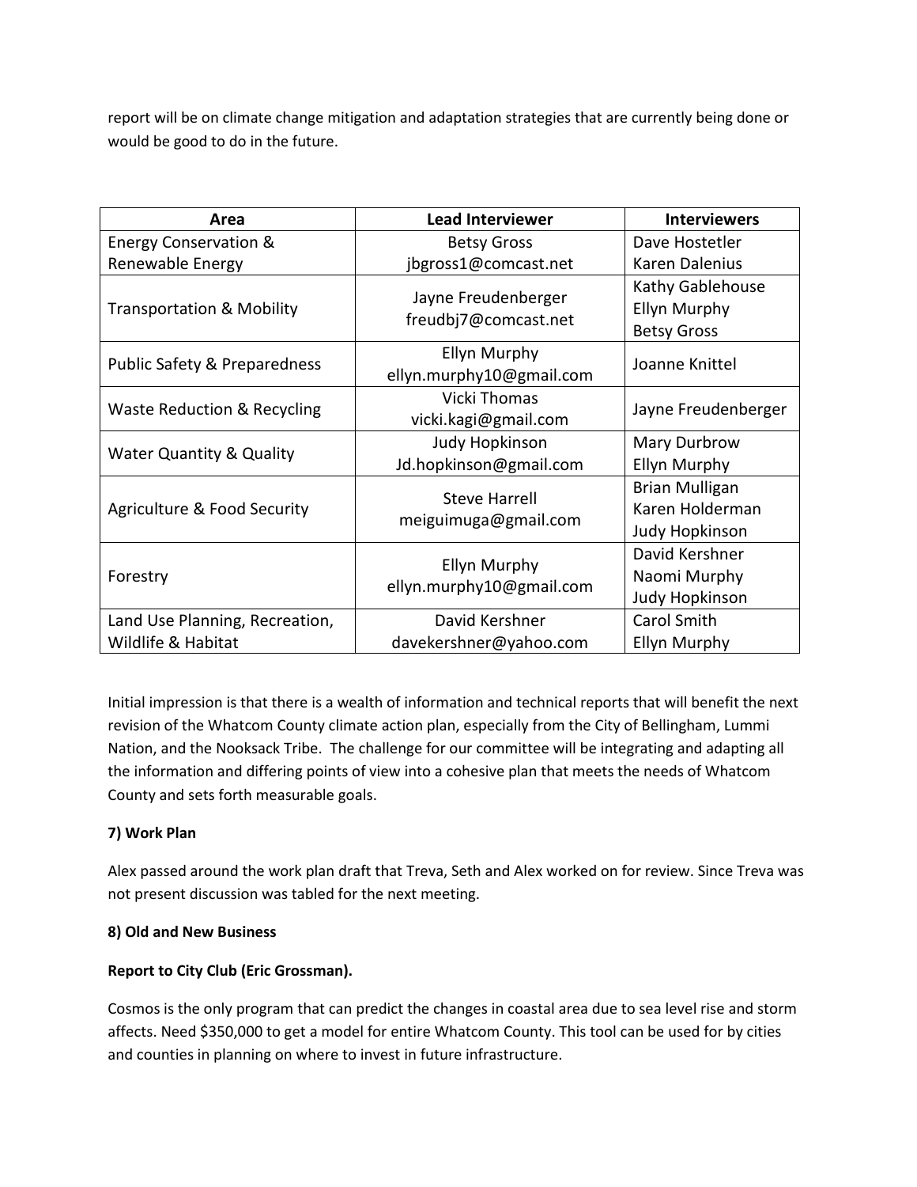report will be on climate change mitigation and adaptation strategies that are currently being done or would be good to do in the future.

| Area | Lead Interviewer | Interviewers |
|---|---|---|
| Energy Conservation & Renewable Energy | Betsy Gross jbgross1@comcast.net | Dave Hostetler Karen Dalenius |
| Transportation & Mobility | Jayne Freudenberger freudbj7@comcast.net | Kathy Gablehouse Ellyn Murphy Betsy Gross |
| Public Safety & Preparedness | Ellyn Murphy ellyn.murphy10@gmail.com | Joanne Knittel |
| Waste Reduction & Recycling | Vicki Thomas vicki.kagi@gmail.com | Jayne Freudenberger |
| Water Quantity & Quality | Judy Hopkinson Jd.hopkinson@gmail.com | Mary Durbrow Ellyn Murphy |
| Agriculture & Food Security | Steve Harrell meiguimuga@gmail.com | Brian Mulligan Karen Holderman Judy Hopkinson |
| Forestry | Ellyn Murphy ellyn.murphy10@gmail.com | David Kershner Naomi Murphy Judy Hopkinson |
| Land Use Planning, Recreation, Wildlife & Habitat | David Kershner davekershner@yahoo.com | Carol Smith Ellyn Murphy |

Initial impression is that there is a wealth of information and technical reports that will benefit the next revision of the Whatcom County climate action plan, especially from the City of Bellingham, Lummi Nation, and the Nooksack Tribe. The challenge for our committee will be integrating and adapting all the information and differing points of view into a cohesive plan that meets the needs of Whatcom County and sets forth measurable goals.

**7) Work Plan**

Alex passed around the work plan draft that Treva, Seth and Alex worked on for review. Since Treva was not present discussion was tabled for the next meeting.

**8) Old and New Business**

**Report to City Club (Eric Grossman).**

Cosmos is the only program that can predict the changes in coastal area due to sea level rise and storm affects. Need $350,000 to get a model for entire Whatcom County. This tool can be used for by cities and counties in planning on where to invest in future infrastructure.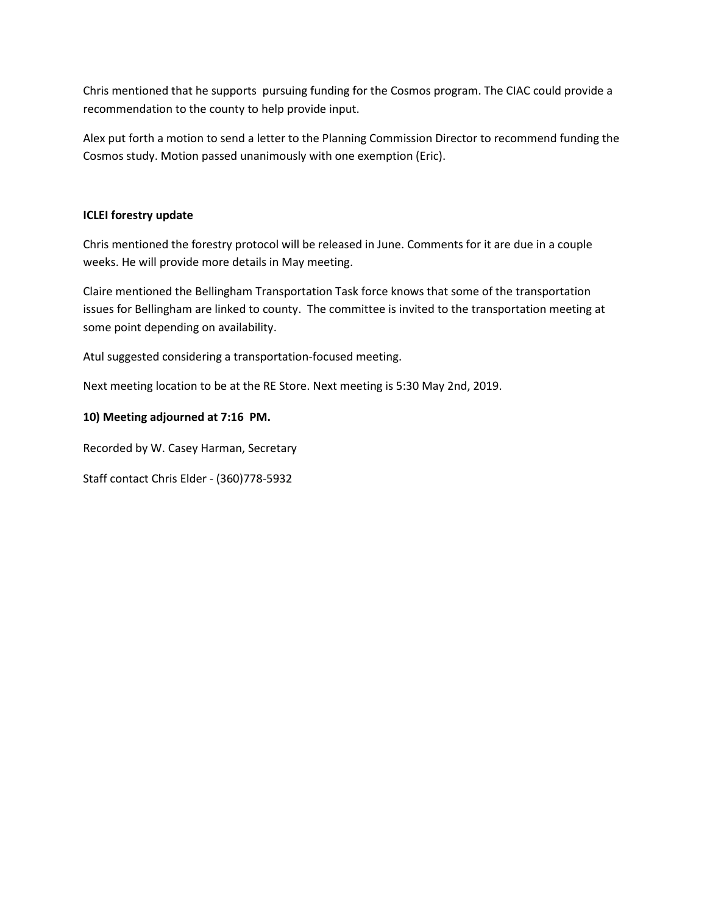Chris mentioned that he supports pursuing funding for the Cosmos program. The CIAC could provide a recommendation to the county to help provide input.

Alex put forth a motion to send a letter to the Planning Commission Director to recommend funding the Cosmos study. Motion passed unanimously with one exemption (Eric).

**ICLEI forestry update**

Chris mentioned the forestry protocol will be released in June. Comments for it are due in a couple weeks. He will provide more details in May meeting.

Claire mentioned the Bellingham Transportation Task force knows that some of the transportation issues for Bellingham are linked to county. The committee is invited to the transportation meeting at some point depending on availability.

Atul suggested considering a transportation-focused meeting.

Next meeting location to be at the RE Store. Next meeting is 5:30 May 2nd, 2019.

**10) Meeting adjourned at 7:16 PM.**

Recorded by W. Casey Harman, Secretary

Staff contact Chris Elder - (360)778-5932